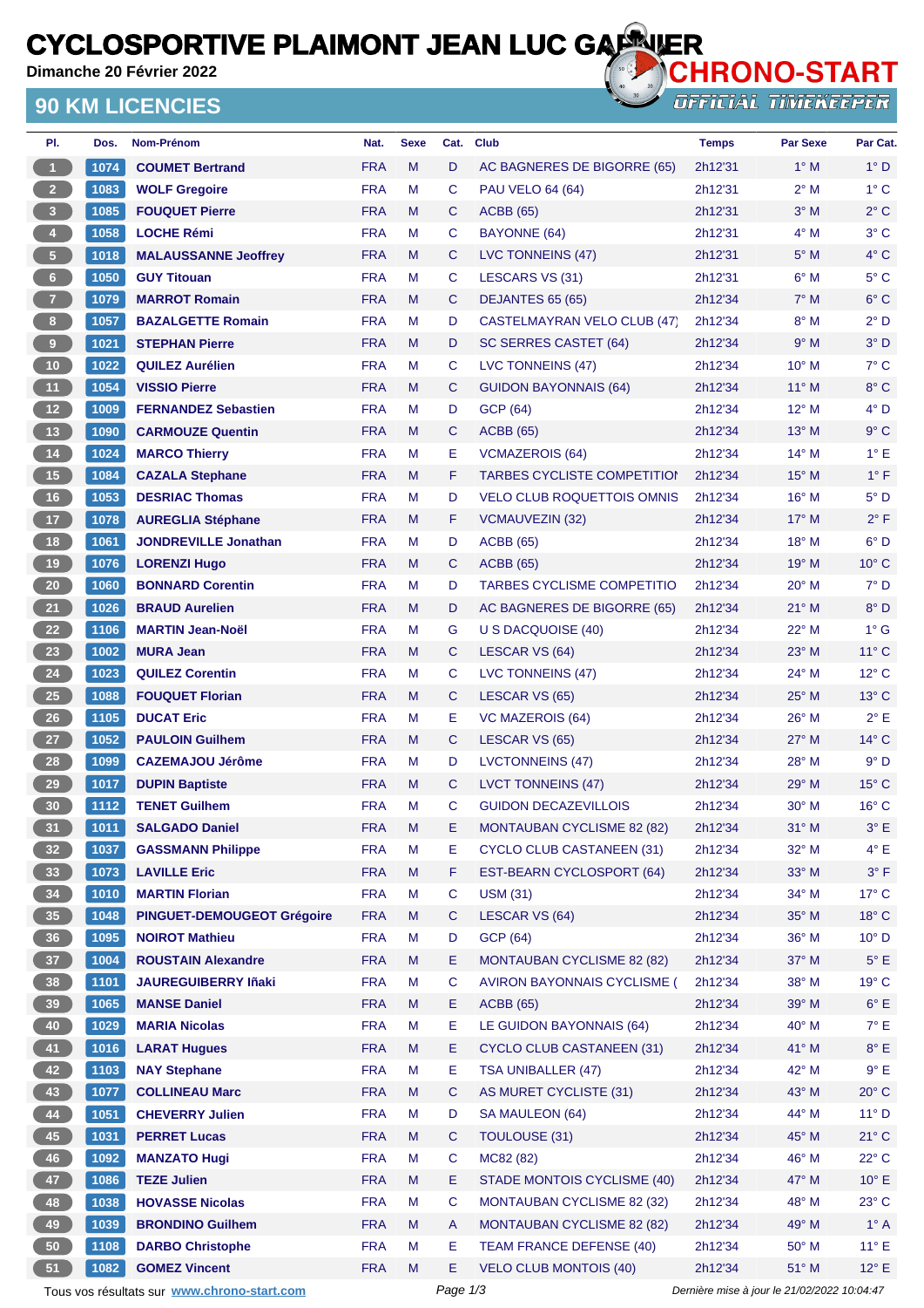# CYCLOSPORTIVE PLAIMONT JEAN LUC GARNIER

**Dimanche 20 Février 2022**

CHRONO-START
OFFICIAL TIMEKEEPER

## 90 KM LICENCIES

| Pl. | Dos. | Nom-Prénom | Nat. | Sexe | Cat. | Club | Temps | Par Sexe | Par Cat. |
|---|---|---|---|---|---|---|---|---|---|
| 1 | 1074 | **COUMET Bertrand** | FRA | M | D | AC BAGNERES DE BIGORRE (65) | 2h12'31 | 1° M | 1° D |
| 2 | 1083 | **WOLF Gregoire** | FRA | M | C | PAU VELO 64 (64) | 2h12'31 | 2° M | 1° C |
| 3 | 1085 | **FOUQUET Pierre** | FRA | M | C | ACBB (65) | 2h12'31 | 3° M | 2° C |
| 4 | 1058 | **LOCHE Rémi** | FRA | M | C | BAYONNE (64) | 2h12'31 | 4° M | 3° C |
| 5 | 1018 | **MALAUSSANNE Jeoffrey** | FRA | M | C | LVC TONNEINS (47) | 2h12'31 | 5° M | 4° C |
| 6 | 1050 | **GUY Titouan** | FRA | M | C | LESCARS VS (31) | 2h12'31 | 6° M | 5° C |
| 7 | 1079 | **MARROT Romain** | FRA | M | C | DEJANTES 65 (65) | 2h12'34 | 7° M | 6° C |
| 8 | 1057 | **BAZALGETTE Romain** | FRA | M | D | CASTELMAYRAN VELO CLUB (47) | 2h12'34 | 8° M | 2° D |
| 9 | 1021 | **STEPHAN Pierre** | FRA | M | D | SC SERRES CASTET (64) | 2h12'34 | 9° M | 3° D |
| 10 | 1022 | **QUILEZ Aurélien** | FRA | M | C | LVC TONNEINS (47) | 2h12'34 | 10° M | 7° C |
| 11 | 1054 | **VISSIO Pierre** | FRA | M | C | GUIDON BAYONNAIS (64) | 2h12'34 | 11° M | 8° C |
| 12 | 1009 | **FERNANDEZ Sebastien** | FRA | M | D | GCP (64) | 2h12'34 | 12° M | 4° D |
| 13 | 1090 | **CARMOUZE Quentin** | FRA | M | C | ACBB (65) | 2h12'34 | 13° M | 9° C |
| 14 | 1024 | **MARCO Thierry** | FRA | M | E | VCMAZEROIS (64) | 2h12'34 | 14° M | 1° E |
| 15 | 1084 | **CAZALA Stephane** | FRA | M | F | TARBES CYCLISTE COMPETITION | 2h12'34 | 15° M | 1° F |
| 16 | 1053 | **DESRIAC Thomas** | FRA | M | D | VELO CLUB ROQUETTOIS OMNIS | 2h12'34 | 16° M | 5° D |
| 17 | 1078 | **AUREGLIA Stéphane** | FRA | M | F | VCMAUVEZIN (32) | 2h12'34 | 17° M | 2° F |
| 18 | 1061 | **JONDREVILLE Jonathan** | FRA | M | D | ACBB (65) | 2h12'34 | 18° M | 6° D |
| 19 | 1076 | **LORENZI Hugo** | FRA | M | C | ACBB (65) | 2h12'34 | 19° M | 10° C |
| 20 | 1060 | **BONNARD Corentin** | FRA | M | D | TARBES CYCLISME COMPETITIO | 2h12'34 | 20° M | 7° D |
| 21 | 1026 | **BRAUD Aurelien** | FRA | M | D | AC BAGNERES DE BIGORRE (65) | 2h12'34 | 21° M | 8° D |
| 22 | 1106 | **MARTIN Jean-Noël** | FRA | M | G | U S DACQUOISE (40) | 2h12'34 | 22° M | 1° G |
| 23 | 1002 | **MURA Jean** | FRA | M | C | LESCAR VS (64) | 2h12'34 | 23° M | 11° C |
| 24 | 1023 | **QUILEZ Corentin** | FRA | M | C | LVC TONNEINS (47) | 2h12'34 | 24° M | 12° C |
| 25 | 1088 | **FOUQUET Florian** | FRA | M | C | LESCAR VS (65) | 2h12'34 | 25° M | 13° C |
| 26 | 1105 | **DUCAT Eric** | FRA | M | E | VC MAZEROIS (64) | 2h12'34 | 26° M | 2° E |
| 27 | 1052 | **PAULOIN Guilhem** | FRA | M | C | LESCAR VS (65) | 2h12'34 | 27° M | 14° C |
| 28 | 1099 | **CAZEMAJOU Jérôme** | FRA | M | D | LVCTONNEINS (47) | 2h12'34 | 28° M | 9° D |
| 29 | 1017 | **DUPIN Baptiste** | FRA | M | C | LVCT TONNEINS (47) | 2h12'34 | 29° M | 15° C |
| 30 | 1112 | **TENET Guilhem** | FRA | M | C | GUIDON DECAZEVILLOIS | 2h12'34 | 30° M | 16° C |
| 31 | 1011 | **SALGADO Daniel** | FRA | M | E | MONTAUBAN CYCLISME 82 (82) | 2h12'34 | 31° M | 3° E |
| 32 | 1037 | **GASSMANN Philippe** | FRA | M | E | CYCLO CLUB CASTANEEN (31) | 2h12'34 | 32° M | 4° E |
| 33 | 1073 | **LAVILLE Eric** | FRA | M | F | EST-BEARN CYCLOSPORT (64) | 2h12'34 | 33° M | 3° F |
| 34 | 1010 | **MARTIN Florian** | FRA | M | C | USM (31) | 2h12'34 | 34° M | 17° C |
| 35 | 1048 | **PINGUET-DEMOUGEOT Grégoire** | FRA | M | C | LESCAR VS (64) | 2h12'34 | 35° M | 18° C |
| 36 | 1095 | **NOIROT Mathieu** | FRA | M | D | GCP (64) | 2h12'34 | 36° M | 10° D |
| 37 | 1004 | **ROUSTAIN Alexandre** | FRA | M | E | MONTAUBAN CYCLISME 82 (82) | 2h12'34 | 37° M | 5° E |
| 38 | 1101 | **JAUREGUIBERRY Iñaki** | FRA | M | C | AVIRON BAYONNAIS CYCLISME ( | 2h12'34 | 38° M | 19° C |
| 39 | 1065 | **MANSE Daniel** | FRA | M | E | ACBB (65) | 2h12'34 | 39° M | 6° E |
| 40 | 1029 | **MARIA Nicolas** | FRA | M | E | LE GUIDON BAYONNAIS (64) | 2h12'34 | 40° M | 7° E |
| 41 | 1016 | **LARAT Hugues** | FRA | M | E | CYCLO CLUB CASTANEEN (31) | 2h12'34 | 41° M | 8° E |
| 42 | 1103 | **NAY Stephane** | FRA | M | E | TSA UNIBALLER (47) | 2h12'34 | 42° M | 9° E |
| 43 | 1077 | **COLLINEAU Marc** | FRA | M | C | AS MURET CYCLISTE (31) | 2h12'34 | 43° M | 20° C |
| 44 | 1051 | **CHEVERRY Julien** | FRA | M | D | SA MAULEON (64) | 2h12'34 | 44° M | 11° D |
| 45 | 1031 | **PERRET Lucas** | FRA | M | C | TOULOUSE (31) | 2h12'34 | 45° M | 21° C |
| 46 | 1092 | **MANZATO Hugi** | FRA | M | C | MC82 (82) | 2h12'34 | 46° M | 22° C |
| 47 | 1086 | **TEZE Julien** | FRA | M | E | STADE MONTOIS CYCLISME (40) | 2h12'34 | 47° M | 10° E |
| 48 | 1038 | **HOVASSE Nicolas** | FRA | M | C | MONTAUBAN CYCLISME 82 (32) | 2h12'34 | 48° M | 23° C |
| 49 | 1039 | **BRONDINO Guilhem** | FRA | M | A | MONTAUBAN CYCLISME 82 (82) | 2h12'34 | 49° M | 1° A |
| 50 | 1108 | **DARBO Christophe** | FRA | M | E | TEAM FRANCE DEFENSE (40) | 2h12'34 | 50° M | 11° E |
| 51 | 1082 | **GOMEZ Vincent** | FRA | M | E | VELO CLUB MONTOIS (40) | 2h12'34 | 51° M | 12° E |

Tous vos résultats sur **www.chrono-start.com**

*Dernière mise à jour le 21/02/2022 10:04:47*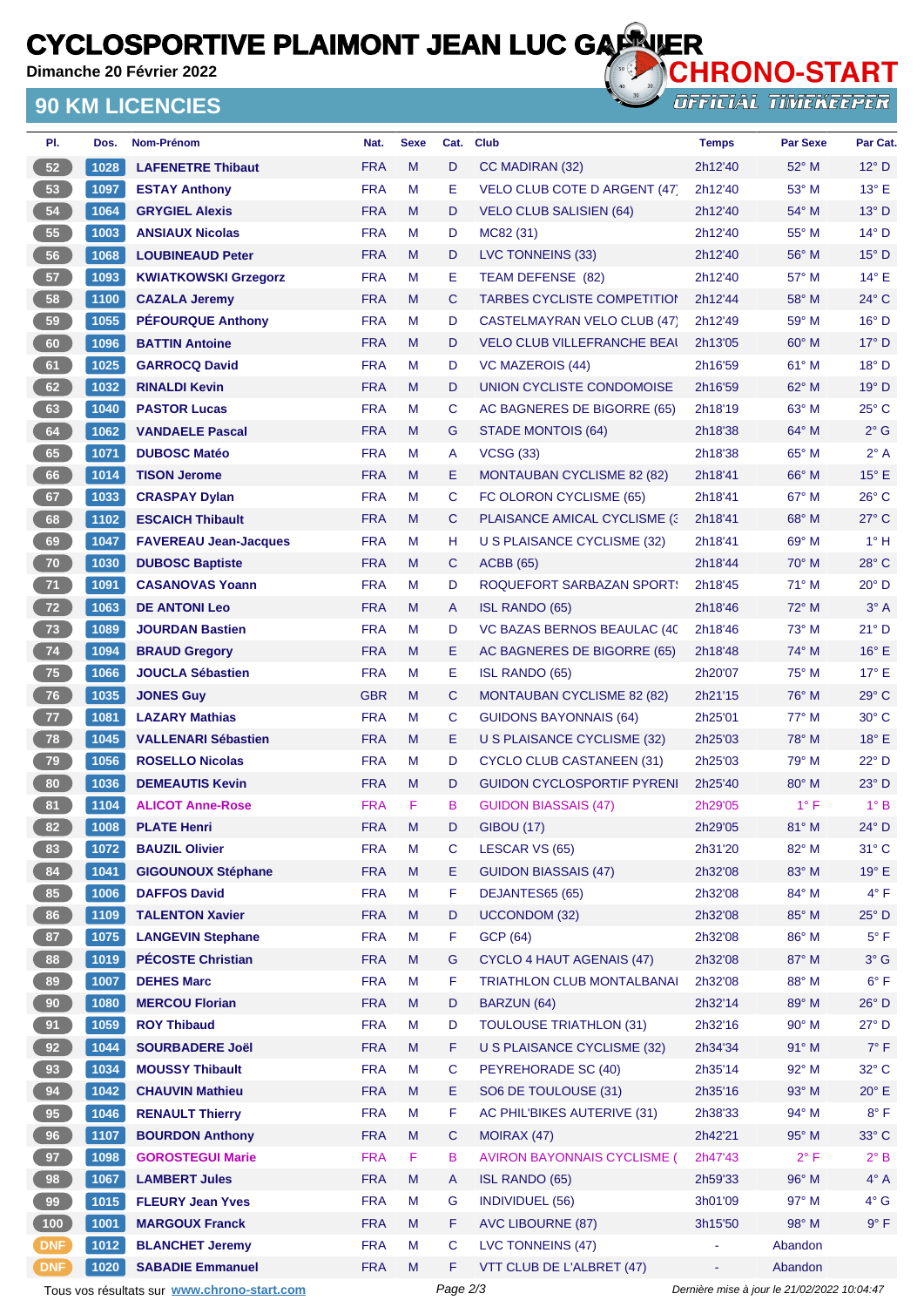# CYCLOSPORTIVE PLAIMONT JEAN LUC GARNIER

**Dimanche 20 Février 2022**

## 90 KM LICENCIES

CHRONO-START
OFFICIAL TIMEKEEPER

| Pl. | Dos. | Nom-Prénom | Nat. | Sexe | Cat. | Club | Temps | Par Sexe | Par Cat. |
|---|---|---|---|---|---|---|---|---|---|
| 52 | 1028 | LAFENETRE Thibaut | FRA | M | D | CC MADIRAN (32) | 2h12'40 | 52° M | 12° D |
| 53 | 1097 | ESTAY Anthony | FRA | M | E | VELO CLUB COTE D ARGENT (47) | 2h12'40 | 53° M | 13° E |
| 54 | 1064 | GRYGIEL Alexis | FRA | M | D | VELO CLUB SALISIEN (64) | 2h12'40 | 54° M | 13° D |
| 55 | 1003 | ANSIAUX Nicolas | FRA | M | D | MC82 (31) | 2h12'40 | 55° M | 14° D |
| 56 | 1068 | LOUBINEAUD Peter | FRA | M | D | LVC TONNEINS (33) | 2h12'40 | 56° M | 15° D |
| 57 | 1093 | KWIATKOWSKI Grzegorz | FRA | M | E | TEAM DEFENSE (82) | 2h12'40 | 57° M | 14° E |
| 58 | 1100 | CAZALA Jeremy | FRA | M | C | TARBES CYCLISTE COMPETITION | 2h12'44 | 58° M | 24° C |
| 59 | 1055 | PÉFOURQUE Anthony | FRA | M | D | CASTELMAYRAN VELO CLUB (47) | 2h12'49 | 59° M | 16° D |
| 60 | 1096 | BATTIN Antoine | FRA | M | D | VELO CLUB VILLEFRANCHE BEAU | 2h13'05 | 60° M | 17° D |
| 61 | 1025 | GARROCQ David | FRA | M | D | VC MAZEROIS (44) | 2h16'59 | 61° M | 18° D |
| 62 | 1032 | RINALDI Kevin | FRA | M | D | UNION CYCLISTE CONDOMOISE | 2h16'59 | 62° M | 19° D |
| 63 | 1040 | PASTOR Lucas | FRA | M | C | AC BAGNERES DE BIGORRE (65) | 2h18'19 | 63° M | 25° C |
| 64 | 1062 | VANDAELE Pascal | FRA | M | G | STADE MONTOIS (64) | 2h18'38 | 64° M | 2° G |
| 65 | 1071 | DUBOSC Matéo | FRA | M | A | VCSG (33) | 2h18'38 | 65° M | 2° A |
| 66 | 1014 | TISON Jerome | FRA | M | E | MONTAUBAN CYCLISME 82 (82) | 2h18'41 | 66° M | 15° E |
| 67 | 1033 | CRASPAY Dylan | FRA | M | C | FC OLORON CYCLISME (65) | 2h18'41 | 67° M | 26° C |
| 68 | 1102 | ESCAICH Thibault | FRA | M | C | PLAISANCE AMICAL CYCLISME (3 | 2h18'41 | 68° M | 27° C |
| 69 | 1047 | FAVEREAU Jean-Jacques | FRA | M | H | U S PLAISANCE CYCLISME (32) | 2h18'41 | 69° M | 1° H |
| 70 | 1030 | DUBOSC Baptiste | FRA | M | C | ACBB (65) | 2h18'44 | 70° M | 28° C |
| 71 | 1091 | CASANOVAS Yoann | FRA | M | D | ROQUEFORT SARBAZAN SPORT | 2h18'45 | 71° M | 20° D |
| 72 | 1063 | DE ANTONI Leo | FRA | M | A | ISL RANDO (65) | 2h18'46 | 72° M | 3° A |
| 73 | 1089 | JOURDAN Bastien | FRA | M | D | VC BAZAS BERNOS BEAULAC (40 | 2h18'46 | 73° M | 21° D |
| 74 | 1094 | BRAUD Gregory | FRA | M | E | AC BAGNERES DE BIGORRE (65) | 2h18'48 | 74° M | 16° E |
| 75 | 1066 | JOUCLA Sébastien | FRA | M | E | ISL RANDO (65) | 2h20'07 | 75° M | 17° E |
| 76 | 1035 | JONES Guy | GBR | M | C | MONTAUBAN CYCLISME 82 (82) | 2h21'15 | 76° M | 29° C |
| 77 | 1081 | LAZARY Mathias | FRA | M | C | GUIDONS BAYONNAIS (64) | 2h25'01 | 77° M | 30° C |
| 78 | 1045 | VALLENARI Sébastien | FRA | M | E | U S PLAISANCE CYCLISME (32) | 2h25'03 | 78° M | 18° E |
| 79 | 1056 | ROSELLO Nicolas | FRA | M | D | CYCLO CLUB CASTANEEN (31) | 2h25'03 | 79° M | 22° D |
| 80 | 1036 | DEMEAUTIS Kevin | FRA | M | D | GUIDON CYCLOSPORTIF PYRENI | 2h25'40 | 80° M | 23° D |
| 81 | 1104 | ALICOT Anne-Rose | FRA | F | B | GUIDON BIASSAIS (47) | 2h29'05 | 1° F | 1° B |
| 82 | 1008 | PLATE Henri | FRA | M | D | GIBOU (17) | 2h29'05 | 81° M | 24° D |
| 83 | 1072 | BAUZIL Olivier | FRA | M | C | LESCAR VS (65) | 2h31'20 | 82° M | 31° C |
| 84 | 1041 | GIGOUNOUX Stéphane | FRA | M | E | GUIDON BIASSAIS (47) | 2h32'08 | 83° M | 19° E |
| 85 | 1006 | DAFFOS David | FRA | M | F | DEJANTES65 (65) | 2h32'08 | 84° M | 4° F |
| 86 | 1109 | TALENTON Xavier | FRA | M | D | UCCONDOM (32) | 2h32'08 | 85° M | 25° D |
| 87 | 1075 | LANGEVIN Stephane | FRA | M | F | GCP (64) | 2h32'08 | 86° M | 5° F |
| 88 | 1019 | PÉCOSTE Christian | FRA | M | G | CYCLO 4 HAUT AGENAIS (47) | 2h32'08 | 87° M | 3° G |
| 89 | 1007 | DEHES Marc | FRA | M | F | TRIATHLON CLUB MONTALBANAI | 2h32'08 | 88° M | 6° F |
| 90 | 1080 | MERCOU Florian | FRA | M | D | BARZUN (64) | 2h32'14 | 89° M | 26° D |
| 91 | 1059 | ROY Thibaud | FRA | M | D | TOULOUSE TRIATHLON (31) | 2h32'16 | 90° M | 27° D |
| 92 | 1044 | SOURBADERE Joël | FRA | M | F | U S PLAISANCE CYCLISME (32) | 2h34'34 | 91° M | 7° F |
| 93 | 1034 | MOUSSY Thibault | FRA | M | C | PEYREHORADE SC (40) | 2h35'14 | 92° M | 32° C |
| 94 | 1042 | CHAUVIN Mathieu | FRA | M | E | SO6 DE TOULOUSE (31) | 2h35'16 | 93° M | 20° E |
| 95 | 1046 | RENAULT Thierry | FRA | M | F | AC PHIL'BIKES AUTERIVE (31) | 2h38'33 | 94° M | 8° F |
| 96 | 1107 | BOURDON Anthony | FRA | M | C | MOIRAX (47) | 2h42'21 | 95° M | 33° C |
| 97 | 1098 | GOROSTEGUI Marie | FRA | F | B | AVIRON BAYONNAIS CYCLISME ( | 2h47'43 | 2° F | 2° B |
| 98 | 1067 | LAMBERT Jules | FRA | M | A | ISL RANDO (65) | 2h59'33 | 96° M | 4° A |
| 99 | 1015 | FLEURY Jean Yves | FRA | M | G | INDIVIDUEL (56) | 3h01'09 | 97° M | 4° G |
| 100 | 1001 | MARGOUX Franck | FRA | M | F | AVC LIBOURNE (87) | 3h15'50 | 98° M | 9° F |
| DNF | 1012 | BLANCHET Jeremy | FRA | M | C | LVC TONNEINS (47) | - | Abandon | |
| DNF | 1020 | SABADIE Emmanuel | FRA | M | F | VTT CLUB DE L'ALBRET (47) | - | Abandon | |

Tous vos résultats sur www.chrono-start.com

*Dernière mise à jour le 21/02/2022 10:04:47*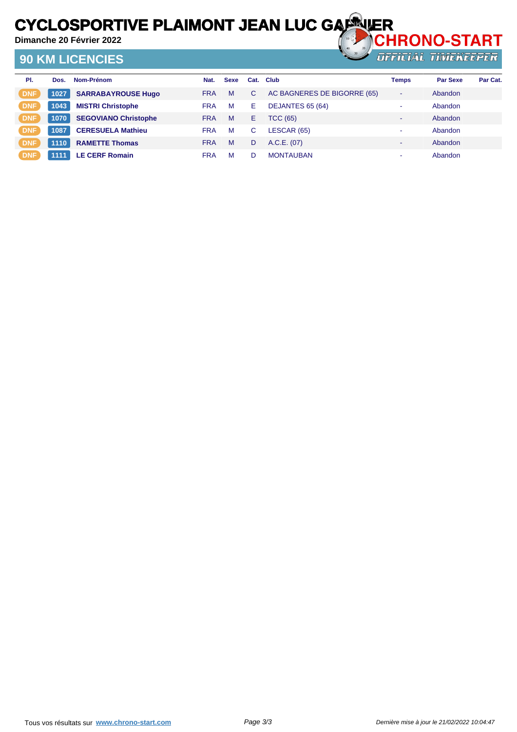# CYCLOSPORTIVE PLAIMONT JEAN LUC GARNIER

**Dimanche 20 Février 2022**

CHRONO-START

OFFICIAL TIMEKEEPER

## 90 KM LICENCIES

| Pl. | Dos. | Nom-Prénom | Nat. | Sexe | Cat. | Club | Temps | Par Sexe | Par Cat. |
|---|---|---|---|---|---|---|---|---|---|
| DNF | 1027 | **SARRABAYROUSE Hugo** | FRA | M | C | AC BAGNERES DE BIGORRE (65) | - | Abandon | |
| DNF | 1043 | **MISTRI Christophe** | FRA | M | E | DEJANTES 65 (64) | - | Abandon | |
| DNF | 1070 | **SEGOVIANO Christophe** | FRA | M | E | TCC (65) | - | Abandon | |
| DNF | 1087 | **CERESUELA Mathieu** | FRA | M | C | LESCAR (65) | - | Abandon | |
| DNF | 1110 | **RAMETTE Thomas** | FRA | M | D | A.C.E. (07) | - | Abandon | |
| DNF | 1111 | **LE CERF Romain** | FRA | M | D | MONTAUBAN | - | Abandon | |

Tous vos résultats sur **www.chrono-start.com**

*Dernière mise à jour le 21/02/2022 10:04:47*